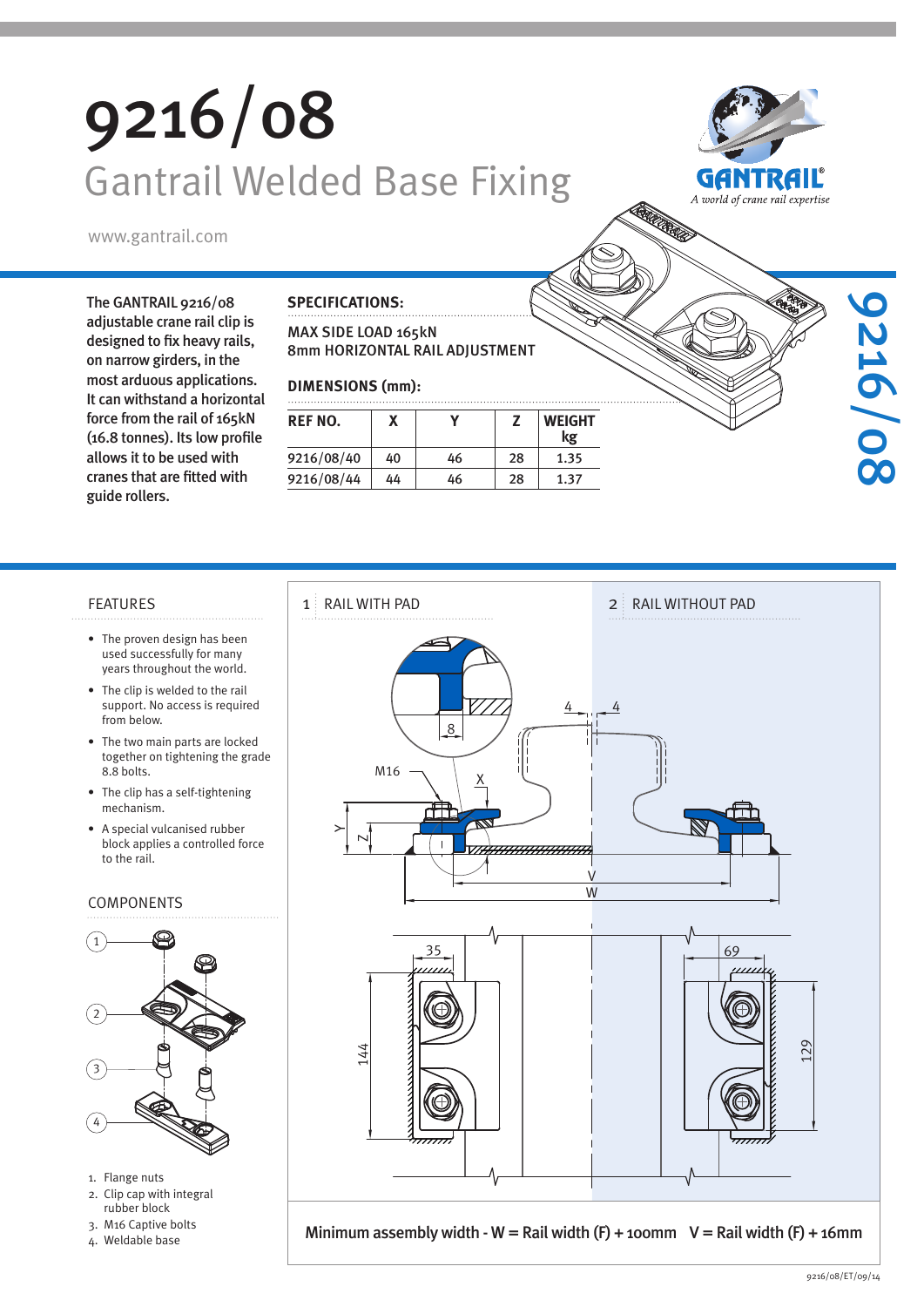# 9216/08

## Gantrail Welded Base Fixing

www.gantrail.com

The GANTRAIL 9216/08 adjustable crane rail clip is designed to fix heavy rails, on narrow girders, in the most arduous applications. It can withstand a horizontal force from the rail of 165kN (16.8 tonnes). Its low profile allows it to be used with cranes that are fitted with guide rollers.

### SPECIFICATIONS:

MAX SIDE LOAD 165kN
8mm HORIZONTAL RAIL ADJUSTMENT

### DIMENSIONS (mm):

| REF NO. | X | Y | Z | WEIGHT kg |
|---|---|---|---|---|
| 9216/08/40 | 40 | 46 | 28 | 1.35 |
| 9216/08/44 | 44 | 46 | 28 | 1.37 |

### FEATURES

- The proven design has been used successfully for many years throughout the world.
- The clip is welded to the rail support. No access is required from below.
- The two main parts are locked together on tightening the grade 8.8 bolts.
- The clip has a self-tightening mechanism.
- A special vulcanised rubber block applies a controlled force to the rail.

### COMPONENTS

1. Flange nuts
2. Clip cap with integral rubber block
3. M16 Captive bolts
4. Weldable base

1 RAIL WITH PAD

2 RAIL WITHOUT PAD

Minimum assembly width - W = Rail width (F) + 100mm V = Rail width (F) + 16mm

9216/08/ET/09/14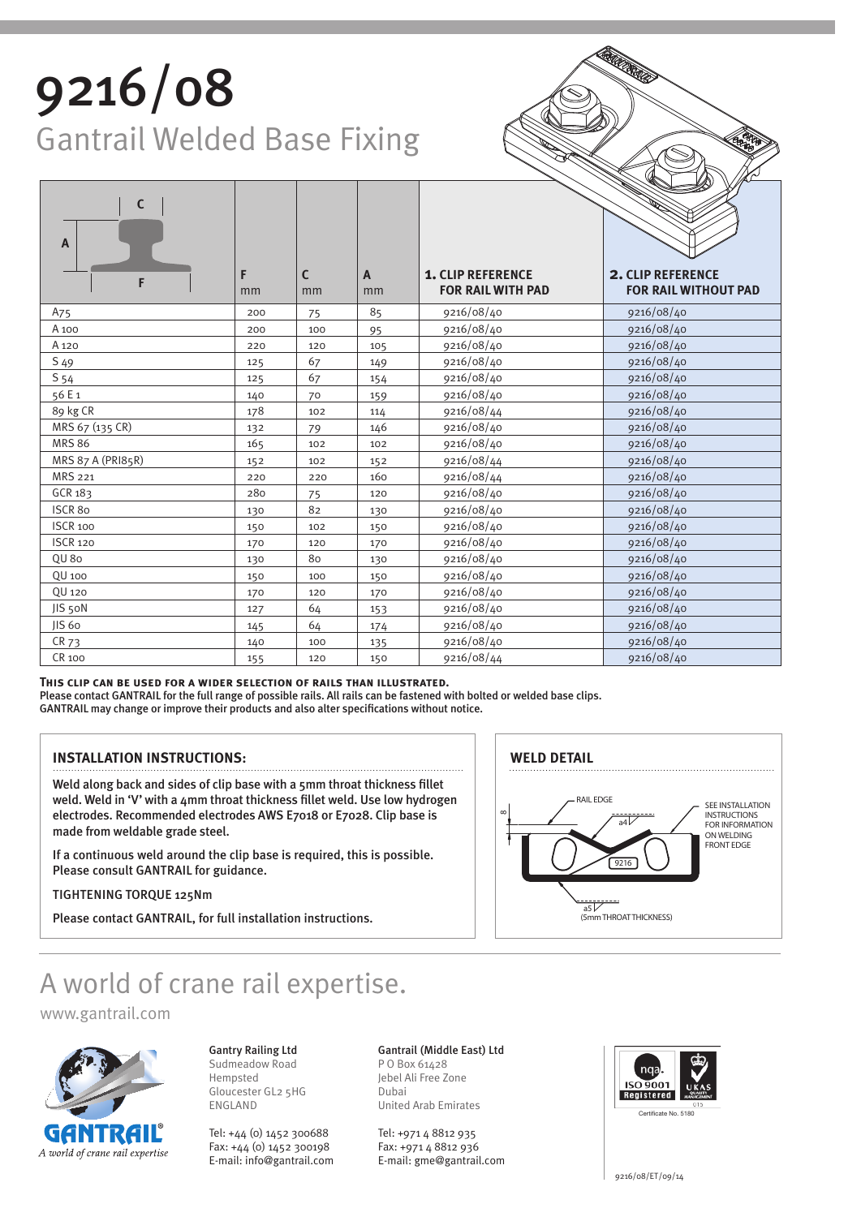# 9216/08

## Gantrail Welded Base Fixing

| Rail | F mm | C mm | A mm | 1. CLIP REFERENCE FOR RAIL WITH PAD | 2. CLIP REFERENCE FOR RAIL WITHOUT PAD |
|---|---|---|---|---|---|
| A75 | 200 | 75 | 85 | 9216/08/40 | 9216/08/40 |
| A 100 | 200 | 100 | 95 | 9216/08/40 | 9216/08/40 |
| A 120 | 220 | 120 | 105 | 9216/08/40 | 9216/08/40 |
| S 49 | 125 | 67 | 149 | 9216/08/40 | 9216/08/40 |
| S 54 | 125 | 67 | 154 | 9216/08/40 | 9216/08/40 |
| 56 E 1 | 140 | 70 | 159 | 9216/08/40 | 9216/08/40 |
| 89 kg CR | 178 | 102 | 114 | 9216/08/44 | 9216/08/40 |
| MRS 67 (135 CR) | 132 | 79 | 146 | 9216/08/40 | 9216/08/40 |
| MRS 86 | 165 | 102 | 102 | 9216/08/40 | 9216/08/40 |
| MRS 87 A (PRI85R) | 152 | 102 | 152 | 9216/08/44 | 9216/08/40 |
| MRS 221 | 220 | 220 | 160 | 9216/08/44 | 9216/08/40 |
| GCR 183 | 280 | 75 | 120 | 9216/08/40 | 9216/08/40 |
| ISCR 80 | 130 | 82 | 130 | 9216/08/40 | 9216/08/40 |
| ISCR 100 | 150 | 102 | 150 | 9216/08/40 | 9216/08/40 |
| ISCR 120 | 170 | 120 | 170 | 9216/08/40 | 9216/08/40 |
| QU 80 | 130 | 80 | 130 | 9216/08/40 | 9216/08/40 |
| QU 100 | 150 | 100 | 150 | 9216/08/40 | 9216/08/40 |
| QU 120 | 170 | 120 | 170 | 9216/08/40 | 9216/08/40 |
| JIS 50N | 127 | 64 | 153 | 9216/08/40 | 9216/08/40 |
| JIS 60 | 145 | 64 | 174 | 9216/08/40 | 9216/08/40 |
| CR 73 | 140 | 100 | 135 | 9216/08/40 | 9216/08/40 |
| CR 100 | 155 | 120 | 150 | 9216/08/44 | 9216/08/40 |

**THIS CLIP CAN BE USED FOR A WIDER SELECTION OF RAILS THAN ILLUSTRATED.**
Please contact GANTRAIL for the full range of possible rails. All rails can be fastened with bolted or welded base clips.
GANTRAIL may change or improve their products and also alter specifications without notice.

### INSTALLATION INSTRUCTIONS:

Weld along back and sides of clip base with a 5mm throat thickness fillet weld. Weld in 'V' with a 4mm throat thickness fillet weld. Use low hydrogen electrodes. Recommended electrodes AWS E7018 or E7028. Clip base is made from weldable grade steel.

If a continuous weld around the clip base is required, this is possible. Please consult GANTRAIL for guidance.

TIGHTENING TORQUE 125Nm

Please contact GANTRAIL, for full installation instructions.

### WELD DETAIL

RAIL EDGE

8

a4

9216

SEE INSTALLATION INSTRUCTIONS FOR INFORMATION ON WELDING FRONT EDGE

a5
(5mm THROAT THICKNESS)

# A world of crane rail expertise.

www.gantrail.com

GANTRAIL®
*A world of crane rail expertise*

**Gantry Railing Ltd**
Sudmeadow Road
Hempsted
Gloucester GL2 5HG
ENGLAND

Tel: +44 (0) 1452 300688
Fax: +44 (0) 1452 300198
E-mail: info@gantrail.com

**Gantrail (Middle East) Ltd**
P O Box 61428
Jebel Ali Free Zone
Dubai
United Arab Emirates

Tel: +971 4 8812 935
Fax: +971 4 8812 936
E-mail: gme@gantrail.com

nqa. ISO 9001 Registered — UKAS Quality Management 015
Certificate No. 5180

9216/08/ET/09/14